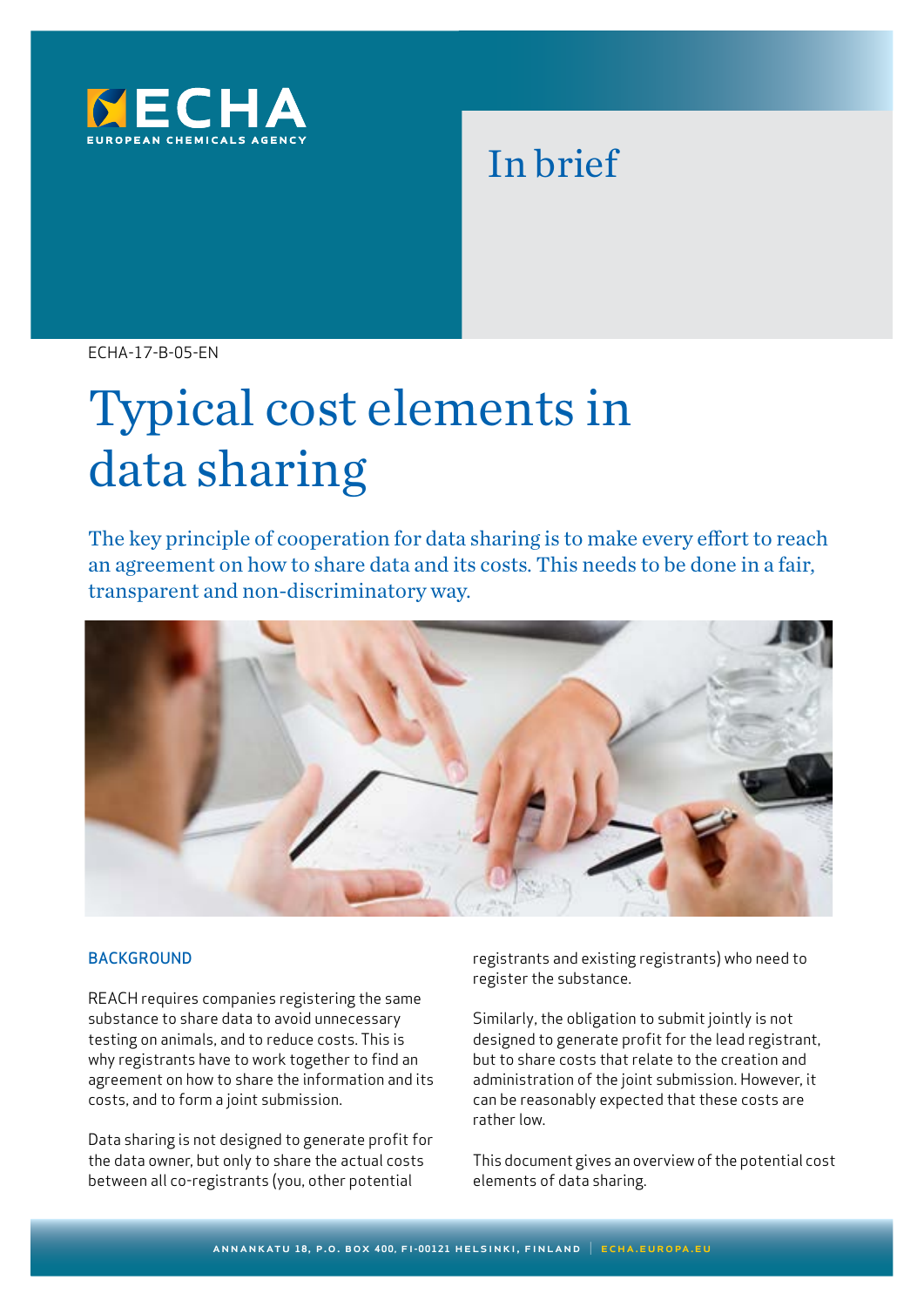ECHA
EUROPEAN CHEMICALS AGENCY

In brief

ECHA-17-B-05-EN

# Typical cost elements in data sharing

The key principle of cooperation for data sharing is to make every effort to reach an agreement on how to share data and its costs. This needs to be done in a fair, transparent and non-discriminatory way.

## BACKGROUND

REACH requires companies registering the same substance to share data to avoid unnecessary testing on animals, and to reduce costs. This is why registrants have to work together to find an agreement on how to share the information and its costs, and to form a joint submission.

Data sharing is not designed to generate profit for the data owner, but only to share the actual costs between all co-registrants (you, other potential registrants and existing registrants) who need to register the substance.

Similarly, the obligation to submit jointly is not designed to generate profit for the lead registrant, but to share costs that relate to the creation and administration of the joint submission. However, it can be reasonably expected that these costs are rather low.

This document gives an overview of the potential cost elements of data sharing.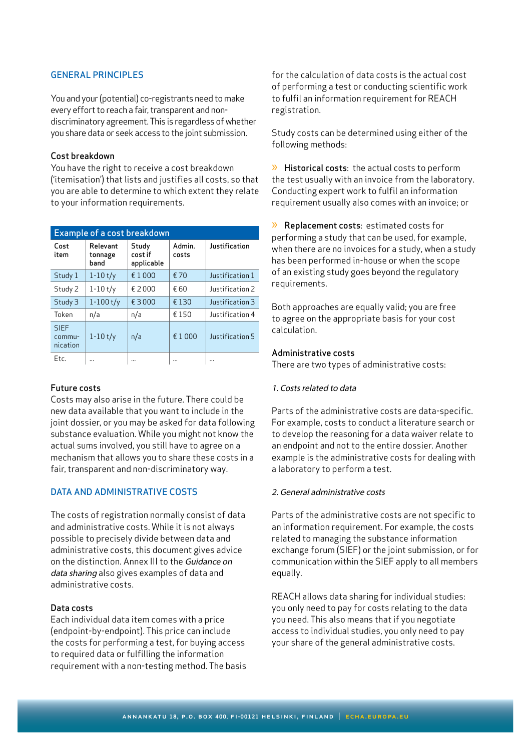## GENERAL PRINCIPLES

You and your (potential) co-registrants need to make every effort to reach a fair, transparent and non-discriminatory agreement. This is regardless of whether you share data or seek access to the joint submission.

### Cost breakdown

You have the right to receive a cost breakdown ('itemisation') that lists and justifies all costs, so that you are able to determine to which extent they relate to your information requirements.

**Example of a cost breakdown**

| Cost item | Relevant tonnage band | Study cost if applicable | Admin. costs | Justification |
|---|---|---|---|---|
| Study 1 | 1-10 t/y | € 1 000 | € 70 | Justification 1 |
| Study 2 | 1-10 t/y | € 2 000 | € 60 | Justification 2 |
| Study 3 | 1-100 t/y | € 3 000 | € 130 | Justification 3 |
| Token | n/a | n/a | € 150 | Justification 4 |
| SIEF commu-nication | 1-10 t/y | n/a | € 1 000 | Justification 5 |
| Etc. | ... | ... | ... | ... |

### Future costs

Costs may also arise in the future. There could be new data available that you want to include in the joint dossier, or you may be asked for data following substance evaluation. While you might not know the actual sums involved, you still have to agree on a mechanism that allows you to share these costs in a fair, transparent and non-discriminatory way.

## DATA AND ADMINISTRATIVE COSTS

The costs of registration normally consist of data and administrative costs. While it is not always possible to precisely divide between data and administrative costs, this document gives advice on the distinction. Annex III to the *Guidance on data sharing* also gives examples of data and administrative costs.

### Data costs

Each individual data item comes with a price (endpoint-by-endpoint). This price can include the costs for performing a test, for buying access to required data or fulfilling the information requirement with a non-testing method. The basis for the calculation of data costs is the actual cost of performing a test or conducting scientific work to fulfil an information requirement for REACH registration.

Study costs can be determined using either of the following methods:

» **Historical costs**: the actual costs to perform the test usually with an invoice from the laboratory. Conducting expert work to fulfil an information requirement usually also comes with an invoice; or

» **Replacement costs**: estimated costs for performing a study that can be used, for example, when there are no invoices for a study, when a study has been performed in-house or when the scope of an existing study goes beyond the regulatory requirements.

Both approaches are equally valid; you are free to agree on the appropriate basis for your cost calculation.

### Administrative costs

There are two types of administrative costs:

*1. Costs related to data*

Parts of the administrative costs are data-specific. For example, costs to conduct a literature search or to develop the reasoning for a data waiver relate to an endpoint and not to the entire dossier. Another example is the administrative costs for dealing with a laboratory to perform a test.

*2. General administrative costs*

Parts of the administrative costs are not specific to an information requirement. For example, the costs related to managing the substance information exchange forum (SIEF) or the joint submission, or for communication within the SIEF apply to all members equally.

REACH allows data sharing for individual studies: you only need to pay for costs relating to the data you need. This also means that if you negotiate access to individual studies, you only need to pay your share of the general administrative costs.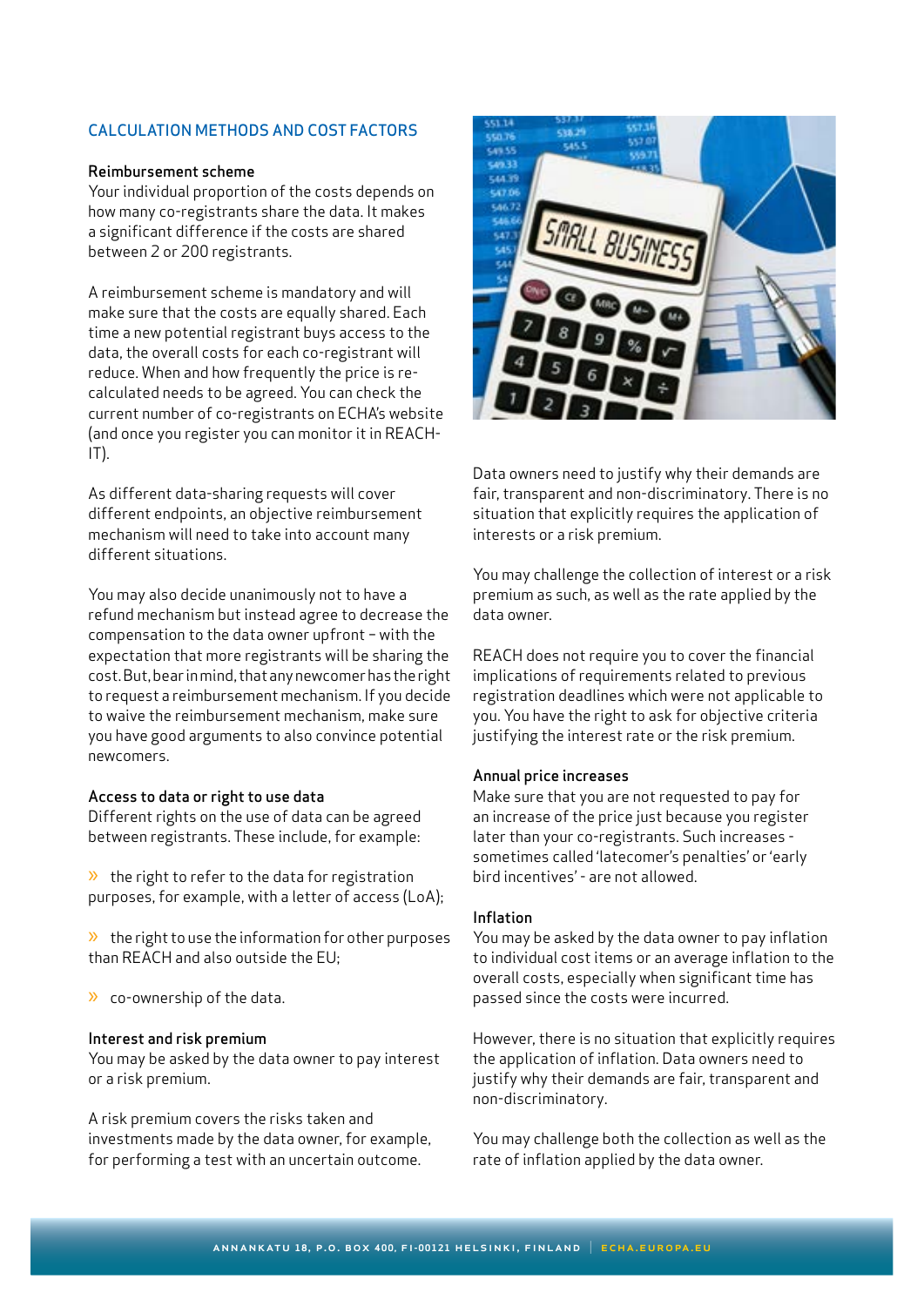## CALCULATION METHODS AND COST FACTORS

### Reimbursement scheme

Your individual proportion of the costs depends on how many co-registrants share the data. It makes a significant difference if the costs are shared between 2 or 200 registrants.

A reimbursement scheme is mandatory and will make sure that the costs are equally shared. Each time a new potential registrant buys access to the data, the overall costs for each co-registrant will reduce. When and how frequently the price is re-calculated needs to be agreed. You can check the current number of co-registrants on ECHA's website (and once you register you can monitor it in REACH-IT).

As different data-sharing requests will cover different endpoints, an objective reimbursement mechanism will need to take into account many different situations.

You may also decide unanimously not to have a refund mechanism but instead agree to decrease the compensation to the data owner upfront – with the expectation that more registrants will be sharing the cost. But, bear in mind, that any newcomer has the right to request a reimbursement mechanism. If you decide to waive the reimbursement mechanism, make sure you have good arguments to also convince potential newcomers.

### Access to data or right to use data

Different rights on the use of data can be agreed between registrants. These include, for example:

- the right to refer to the data for registration purposes, for example, with a letter of access (LoA);
- the right to use the information for other purposes than REACH and also outside the EU;
- co-ownership of the data.

### Interest and risk premium

You may be asked by the data owner to pay interest or a risk premium.

A risk premium covers the risks taken and investments made by the data owner, for example, for performing a test with an uncertain outcome.

Data owners need to justify why their demands are fair, transparent and non-discriminatory. There is no situation that explicitly requires the application of interests or a risk premium.

You may challenge the collection of interest or a risk premium as such, as well as the rate applied by the data owner.

REACH does not require you to cover the financial implications of requirements related to previous registration deadlines which were not applicable to you. You have the right to ask for objective criteria justifying the interest rate or the risk premium.

### Annual price increases

Make sure that you are not requested to pay for an increase of the price just because you register later than your co-registrants. Such increases - sometimes called 'latecomer's penalties' or 'early bird incentives' - are not allowed.

### Inflation

You may be asked by the data owner to pay inflation to individual cost items or an average inflation to the overall costs, especially when significant time has passed since the costs were incurred.

However, there is no situation that explicitly requires the application of inflation. Data owners need to justify why their demands are fair, transparent and non-discriminatory.

You may challenge both the collection as well as the rate of inflation applied by the data owner.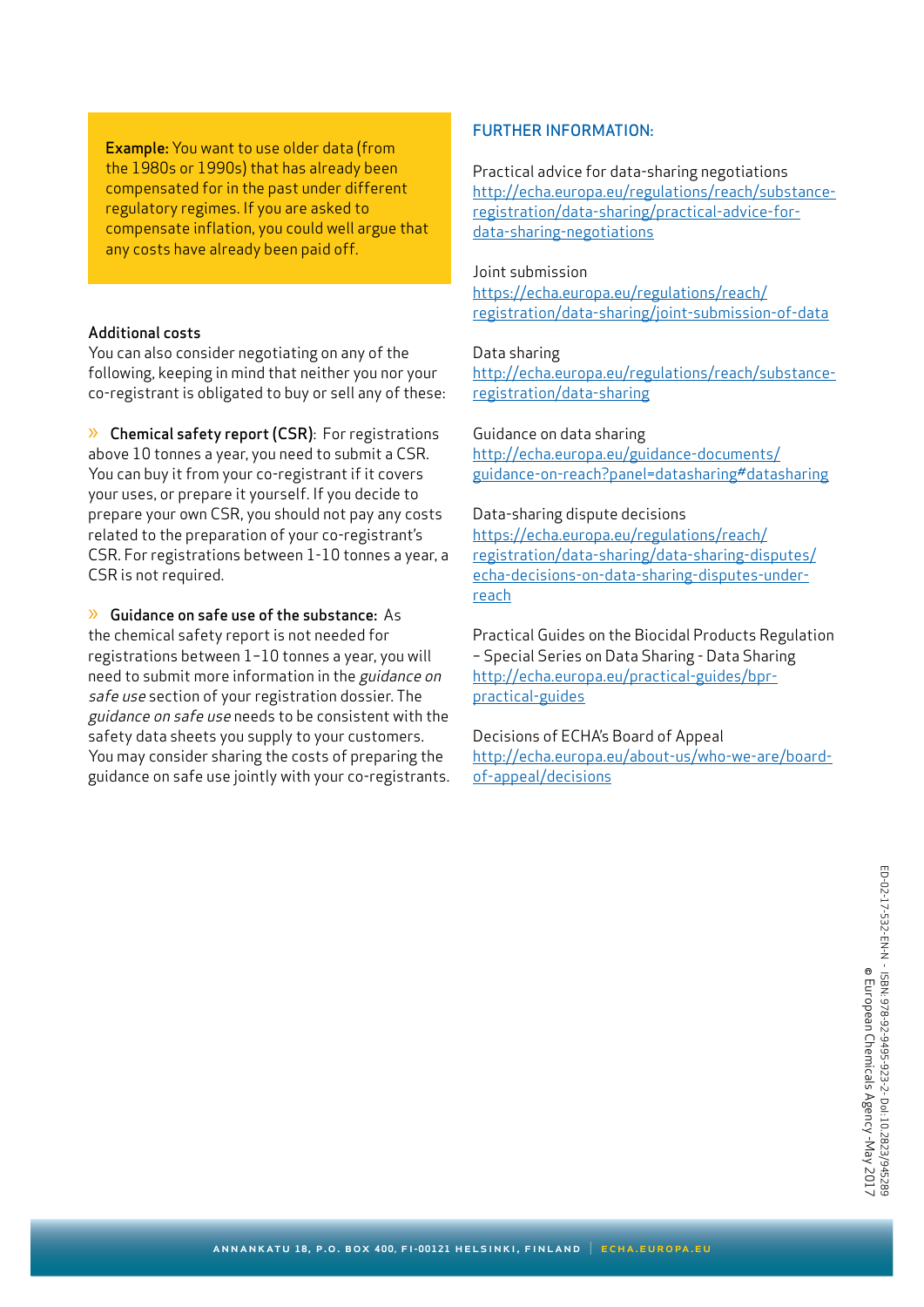**Example:** You want to use older data (from the 1980s or 1990s) that has already been compensated for in the past under different regulatory regimes. If you are asked to compensate inflation, you could well argue that any costs have already been paid off.

### Additional costs

You can also consider negotiating on any of the following, keeping in mind that neither you nor your co-registrant is obligated to buy or sell any of these:

» **Chemical safety report (CSR)**: For registrations above 10 tonnes a year, you need to submit a CSR. You can buy it from your co-registrant if it covers your uses, or prepare it yourself. If you decide to prepare your own CSR, you should not pay any costs related to the preparation of your co-registrant's CSR. For registrations between 1-10 tonnes a year, a CSR is not required.

» **Guidance on safe use of the substance**: As the chemical safety report is not needed for registrations between 1–10 tonnes a year, you will need to submit more information in the *guidance on safe use* section of your registration dossier. The *guidance on safe use* needs to be consistent with the safety data sheets you supply to your customers. You may consider sharing the costs of preparing the guidance on safe use jointly with your co-registrants.

## FURTHER INFORMATION:

Practical advice for data-sharing negotiations
http://echa.europa.eu/regulations/reach/substance-registration/data-sharing/practical-advice-for-data-sharing-negotiations

Joint submission
https://echa.europa.eu/regulations/reach/registration/data-sharing/joint-submission-of-data

Data sharing
http://echa.europa.eu/regulations/reach/substance-registration/data-sharing

Guidance on data sharing
http://echa.europa.eu/guidance-documents/guidance-on-reach?panel=datasharing#datasharing

Data-sharing dispute decisions
https://echa.europa.eu/regulations/reach/registration/data-sharing/data-sharing-disputes/echa-decisions-on-data-sharing-disputes-under-reach

Practical Guides on the Biocidal Products Regulation – Special Series on Data Sharing - Data Sharing
http://echa.europa.eu/practical-guides/bpr-practical-guides

Decisions of ECHA's Board of Appeal
http://echa.europa.eu/about-us/who-we-are/board-of-appeal/decisions

ED-02-17-532-EN-N - ISBN: 978-92-9495-923-2 - DoI: 10.2823/945289
© European Chemicals Agency -May 2017

ANNANKATU 18, P.O. BOX 400, FI-00121 HELSINKI, FINLAND | ECHA.EUROPA.EU